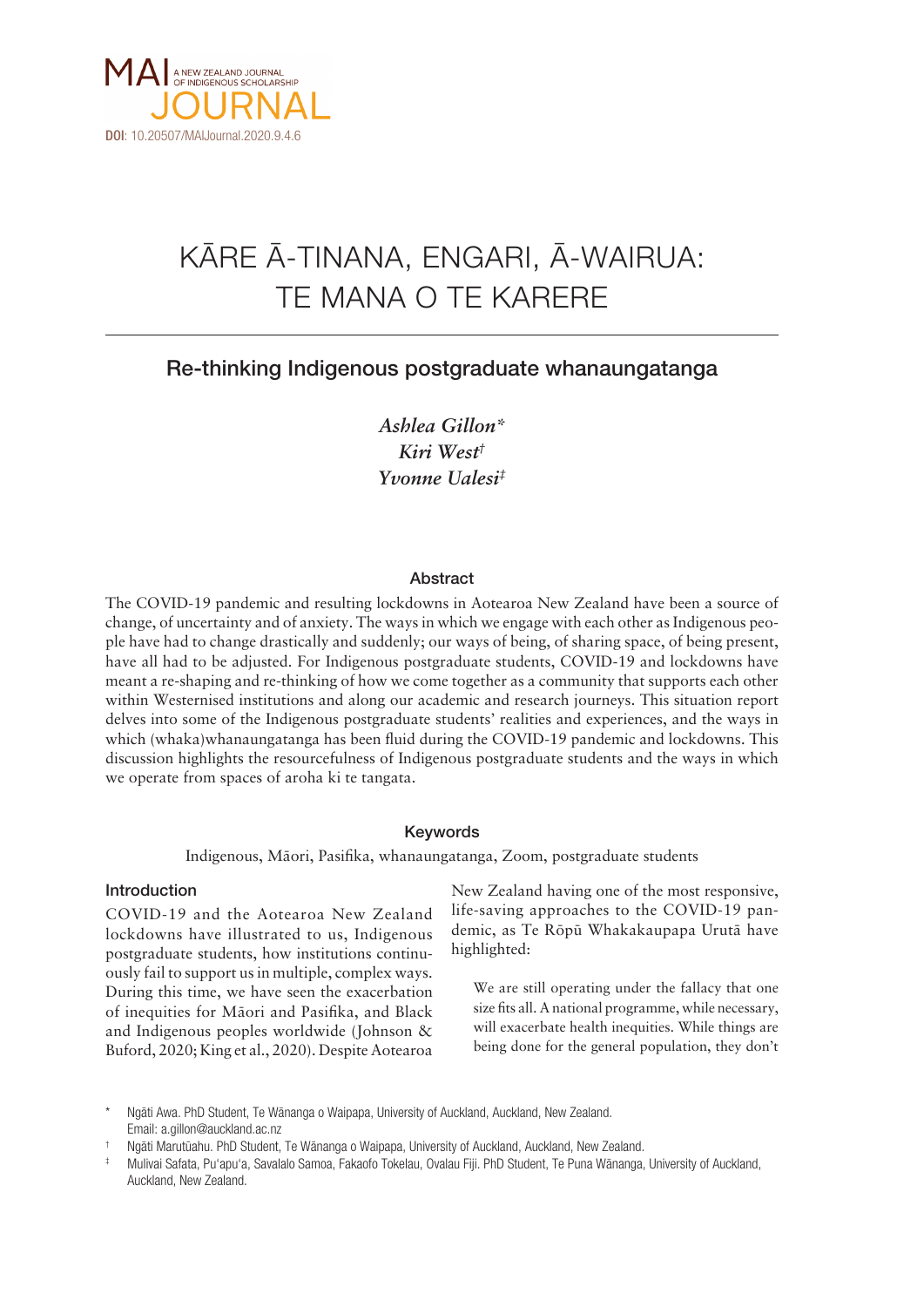MAI A NEW ZEALAND JOURNAL OF INDIGENOUS SCHOLARSHIP JOURNAL

DOI: 10.20507/MAIJournal.2020.9.4.6

# KĀRE Ā-TINANA, ENGARI, Ā-WAIRUA: TE MANA O TE KARERE

## Re-thinking Indigenous postgraduate whanaungatanga

*Ashlea Gillon\**
*Kiri West†*
*Yvonne Ualesi‡*

### Abstract

The COVID-19 pandemic and resulting lockdowns in Aotearoa New Zealand have been a source of change, of uncertainty and of anxiety. The ways in which we engage with each other as Indigenous people have had to change drastically and suddenly; our ways of being, of sharing space, of being present, have all had to be adjusted. For Indigenous postgraduate students, COVID-19 and lockdowns have meant a re-shaping and re-thinking of how we come together as a community that supports each other within Westernised institutions and along our academic and research journeys. This situation report delves into some of the Indigenous postgraduate students' realities and experiences, and the ways in which (whaka)whanaungatanga has been fluid during the COVID-19 pandemic and lockdowns. This discussion highlights the resourcefulness of Indigenous postgraduate students and the ways in which we operate from spaces of aroha ki te tangata.

### Keywords

Indigenous, Māori, Pasifika, whanaungatanga, Zoom, postgraduate students

### Introduction

COVID-19 and the Aotearoa New Zealand lockdowns have illustrated to us, Indigenous postgraduate students, how institutions continuously fail to support us in multiple, complex ways. During this time, we have seen the exacerbation of inequities for Māori and Pasifika, and Black and Indigenous peoples worldwide (Johnson & Buford, 2020; King et al., 2020). Despite Aotearoa New Zealand having one of the most responsive, life-saving approaches to the COVID-19 pandemic, as Te Rōpū Whakakaupapa Urutā have highlighted:

> We are still operating under the fallacy that one size fits all. A national programme, while necessary, will exacerbate health inequities. While things are being done for the general population, they don't

\* Ngāti Awa. PhD Student, Te Wānanga o Waipapa, University of Auckland, Auckland, New Zealand. Email: a.gillon@auckland.ac.nz

† Ngāti Marutūahu. PhD Student, Te Wānanga o Waipapa, University of Auckland, Auckland, New Zealand.

‡ Mulivai Safata, Puʻapuʻa, Savalalo Samoa, Fakaofo Tokelau, Ovalau Fiji. PhD Student, Te Puna Wānanga, University of Auckland, Auckland, New Zealand.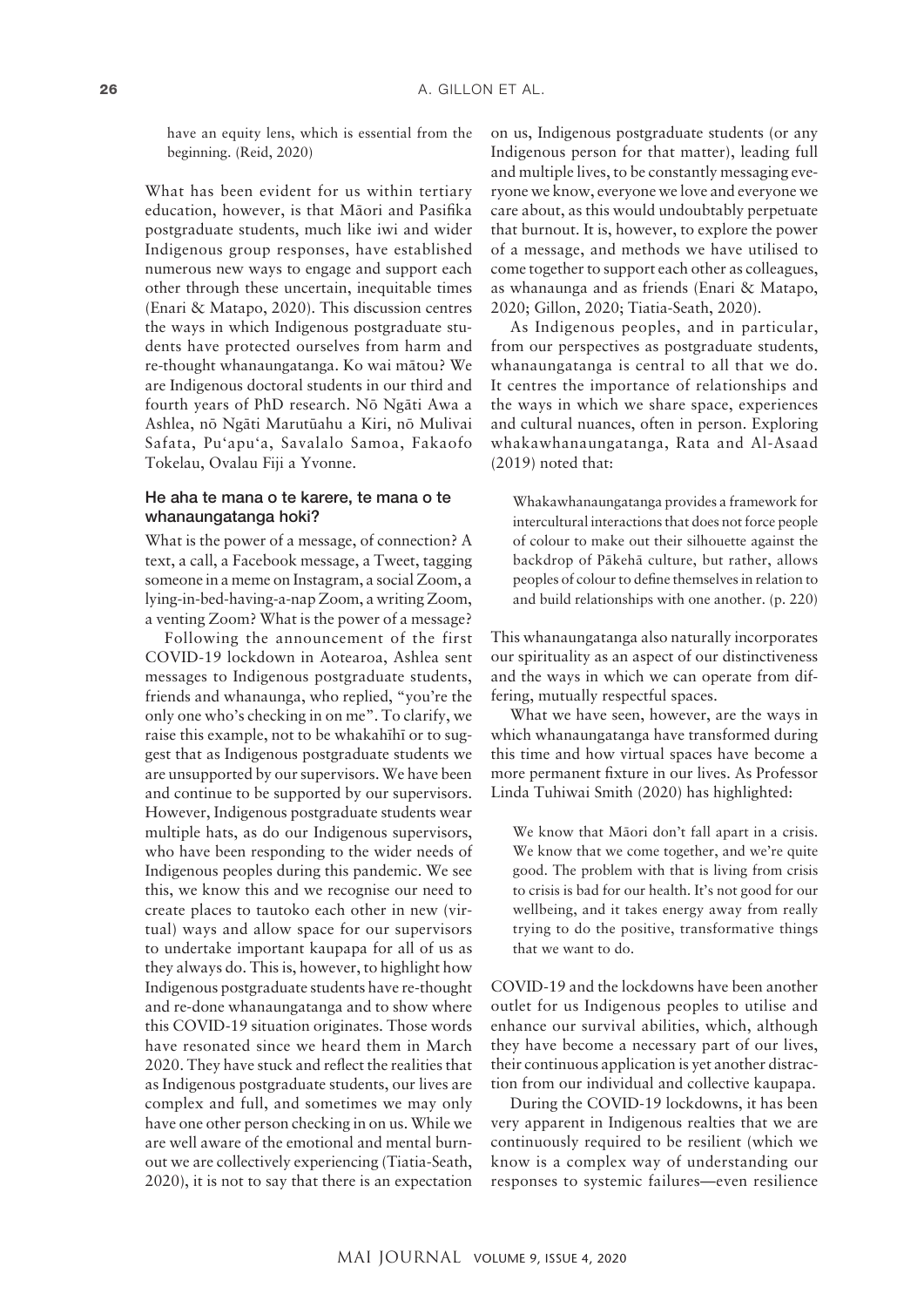have an equity lens, which is essential from the beginning. (Reid, 2020)

What has been evident for us within tertiary education, however, is that Māori and Pasifika postgraduate students, much like iwi and wider Indigenous group responses, have established numerous new ways to engage and support each other through these uncertain, inequitable times (Enari & Matapo, 2020). This discussion centres the ways in which Indigenous postgraduate students have protected ourselves from harm and re-thought whanaungatanga. Ko wai mātou? We are Indigenous doctoral students in our third and fourth years of PhD research. Nō Ngāti Awa a Ashlea, nō Ngāti Marutūahu a Kiri, nō Mulivai Safata, Pu'apu'a, Savalalo Samoa, Fakaofo Tokelau, Ovalau Fiji a Yvonne.

## He aha te mana o te karere, te mana o te whanaungatanga hoki?

What is the power of a message, of connection? A text, a call, a Facebook message, a Tweet, tagging someone in a meme on Instagram, a social Zoom, a lying-in-bed-having-a-nap Zoom, a writing Zoom, a venting Zoom? What is the power of a message?

Following the announcement of the first COVID-19 lockdown in Aotearoa, Ashlea sent messages to Indigenous postgraduate students, friends and whanaunga, who replied, "you're the only one who's checking in on me". To clarify, we raise this example, not to be whakahīhī or to suggest that as Indigenous postgraduate students we are unsupported by our supervisors. We have been and continue to be supported by our supervisors. However, Indigenous postgraduate students wear multiple hats, as do our Indigenous supervisors, who have been responding to the wider needs of Indigenous peoples during this pandemic. We see this, we know this and we recognise our need to create places to tautoko each other in new (virtual) ways and allow space for our supervisors to undertake important kaupapa for all of us as they always do. This is, however, to highlight how Indigenous postgraduate students have re-thought and re-done whanaungatanga and to show where this COVID-19 situation originates. Those words have resonated since we heard them in March 2020. They have stuck and reflect the realities that as Indigenous postgraduate students, our lives are complex and full, and sometimes we may only have one other person checking in on us. While we are well aware of the emotional and mental burnout we are collectively experiencing (Tiatia-Seath, 2020), it is not to say that there is an expectation on us, Indigenous postgraduate students (or any Indigenous person for that matter), leading full and multiple lives, to be constantly messaging everyone we know, everyone we love and everyone we care about, as this would undoubtably perpetuate that burnout. It is, however, to explore the power of a message, and methods we have utilised to come together to support each other as colleagues, as whanaunga and as friends (Enari & Matapo, 2020; Gillon, 2020; Tiatia-Seath, 2020).

As Indigenous peoples, and in particular, from our perspectives as postgraduate students, whanaungatanga is central to all that we do. It centres the importance of relationships and the ways in which we share space, experiences and cultural nuances, often in person. Exploring whakawhanaungatanga, Rata and Al-Asaad (2019) noted that:

> Whakawhanaungatanga provides a framework for intercultural interactions that does not force people of colour to make out their silhouette against the backdrop of Pākehā culture, but rather, allows peoples of colour to define themselves in relation to and build relationships with one another. (p. 220)

This whanaungatanga also naturally incorporates our spirituality as an aspect of our distinctiveness and the ways in which we can operate from differing, mutually respectful spaces.

What we have seen, however, are the ways in which whanaungatanga have transformed during this time and how virtual spaces have become a more permanent fixture in our lives. As Professor Linda Tuhiwai Smith (2020) has highlighted:

> We know that Māori don't fall apart in a crisis. We know that we come together, and we're quite good. The problem with that is living from crisis to crisis is bad for our health. It's not good for our wellbeing, and it takes energy away from really trying to do the positive, transformative things that we want to do.

COVID-19 and the lockdowns have been another outlet for us Indigenous peoples to utilise and enhance our survival abilities, which, although they have become a necessary part of our lives, their continuous application is yet another distraction from our individual and collective kaupapa.

During the COVID-19 lockdowns, it has been very apparent in Indigenous realties that we are continuously required to be resilient (which we know is a complex way of understanding our responses to systemic failures—even resilience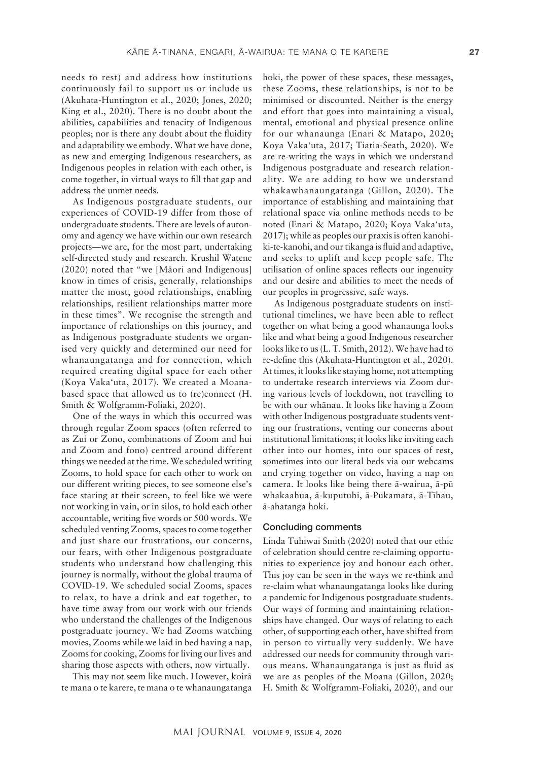needs to rest) and address how institutions continuously fail to support us or include us (Akuhata-Huntington et al., 2020; Jones, 2020; King et al., 2020). There is no doubt about the abilities, capabilities and tenacity of Indigenous peoples; nor is there any doubt about the fluidity and adaptability we embody. What we have done, as new and emerging Indigenous researchers, as Indigenous peoples in relation with each other, is come together, in virtual ways to fill that gap and address the unmet needs.

As Indigenous postgraduate students, our experiences of COVID-19 differ from those of undergraduate students. There are levels of autonomy and agency we have within our own research projects—we are, for the most part, undertaking self-directed study and research. Krushil Watene (2020) noted that "we [Māori and Indigenous] know in times of crisis, generally, relationships matter the most, good relationships, enabling relationships, resilient relationships matter more in these times". We recognise the strength and importance of relationships on this journey, and as Indigenous postgraduate students we organised very quickly and determined our need for whanaungatanga and for connection, which required creating digital space for each other (Koya Vaka'uta, 2017). We created a Moana-based space that allowed us to (re)connect (H. Smith & Wolfgramm-Foliaki, 2020).

One of the ways in which this occurred was through regular Zoom spaces (often referred to as Zui or Zono, combinations of Zoom and hui and Zoom and fono) centred around different things we needed at the time. We scheduled writing Zooms, to hold space for each other to work on our different writing pieces, to see someone else's face staring at their screen, to feel like we were not working in vain, or in silos, to hold each other accountable, writing five words or 500 words. We scheduled venting Zooms, spaces to come together and just share our frustrations, our concerns, our fears, with other Indigenous postgraduate students who understand how challenging this journey is normally, without the global trauma of COVID-19. We scheduled social Zooms, spaces to relax, to have a drink and eat together, to have time away from our work with our friends who understand the challenges of the Indigenous postgraduate journey. We had Zooms watching movies, Zooms while we laid in bed having a nap, Zooms for cooking, Zooms for living our lives and sharing those aspects with others, now virtually.

This may not seem like much. However, koirā te mana o te karere, te mana o te whanaungatanga hoki, the power of these spaces, these messages, these Zooms, these relationships, is not to be minimised or discounted. Neither is the energy and effort that goes into maintaining a visual, mental, emotional and physical presence online for our whanaunga (Enari & Matapo, 2020; Koya Vaka'uta, 2017; Tiatia-Seath, 2020). We are re-writing the ways in which we understand Indigenous postgraduate and research relationality. We are adding to how we understand whakawhanaungatanga (Gillon, 2020). The importance of establishing and maintaining that relational space via online methods needs to be noted (Enari & Matapo, 2020; Koya Vaka'uta, 2017); while as peoples our praxis is often kanohi-ki-te-kanohi, and our tikanga is fluid and adaptive, and seeks to uplift and keep people safe. The utilisation of online spaces reflects our ingenuity and our desire and abilities to meet the needs of our peoples in progressive, safe ways.

As Indigenous postgraduate students on institutional timelines, we have been able to reflect together on what being a good whanaunga looks like and what being a good Indigenous researcher looks like to us (L. T. Smith, 2012). We have had to re-define this (Akuhata-Huntington et al., 2020). At times, it looks like staying home, not attempting to undertake research interviews via Zoom during various levels of lockdown, not travelling to be with our whānau. It looks like having a Zoom with other Indigenous postgraduate students venting our frustrations, venting our concerns about institutional limitations; it looks like inviting each other into our homes, into our spaces of rest, sometimes into our literal beds via our webcams and crying together on video, having a nap on camera. It looks like being there ā-wairua, ā-pū whakaahua, ā-kuputuhi, ā-Pukamata, ā-Tīhau, ā-ahatanga hoki.

## Concluding comments

Linda Tuhiwai Smith (2020) noted that our ethic of celebration should centre re-claiming opportunities to experience joy and honour each other. This joy can be seen in the ways we re-think and re-claim what whanaungatanga looks like during a pandemic for Indigenous postgraduate students. Our ways of forming and maintaining relationships have changed. Our ways of relating to each other, of supporting each other, have shifted from in person to virtually very suddenly. We have addressed our needs for community through various means. Whanaungatanga is just as fluid as we are as peoples of the Moana (Gillon, 2020; H. Smith & Wolfgramm-Foliaki, 2020), and our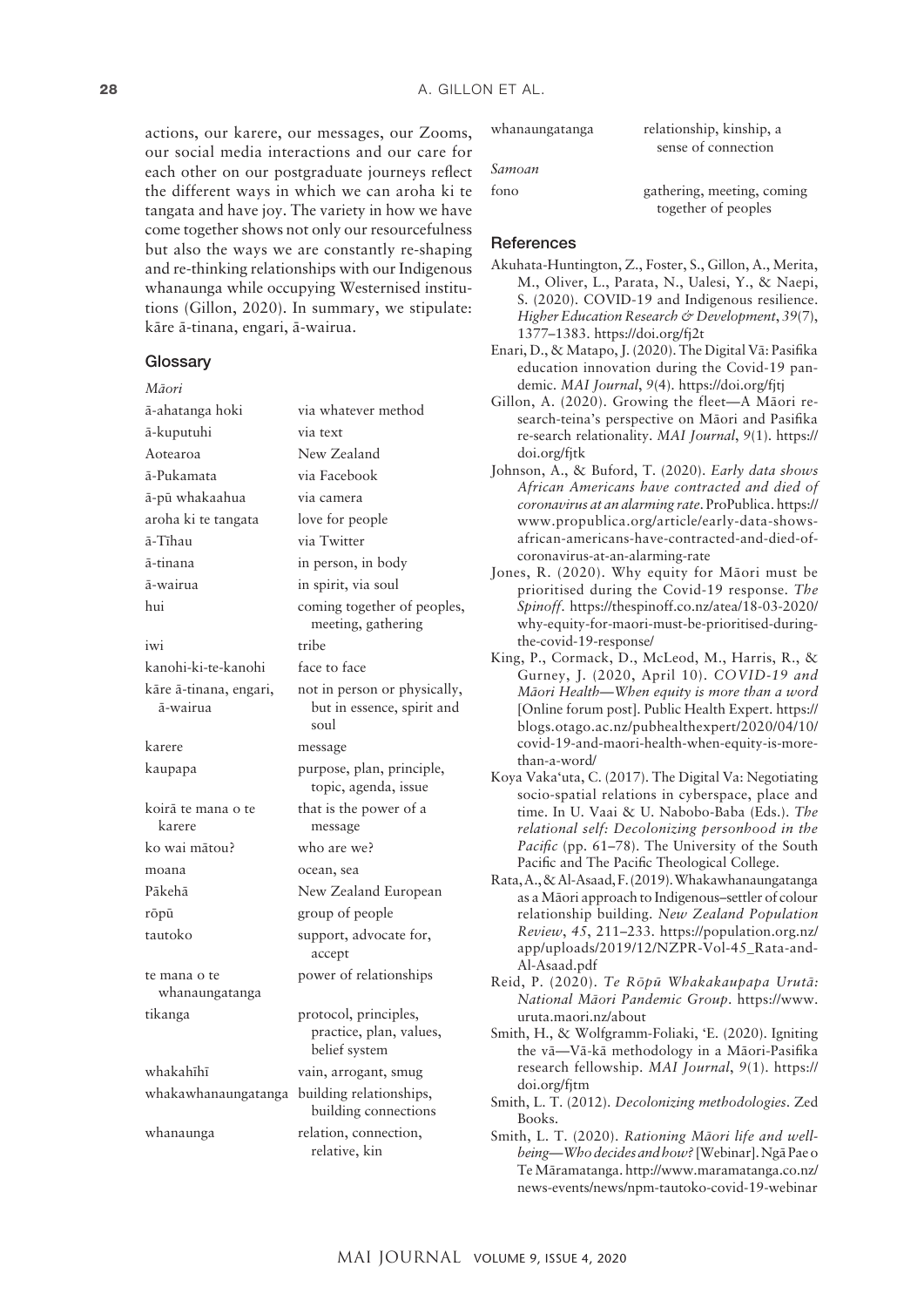actions, our karere, our messages, our Zooms, our social media interactions and our care for each other on our postgraduate journeys reflect the different ways in which we can aroha ki te tangata and have joy. The variety in how we have come together shows not only our resourcefulness but also the ways we are constantly re-shaping and re-thinking relationships with our Indigenous whanaunga while occupying Westernised institutions (Gillon, 2020). In summary, we stipulate: kāre ā-tinana, engari, ā-wairua.

## Glossary

*Māori*

| | |
|---|---|
| ā-ahatanga hoki | via whatever method |
| ā-kuputuhi | via text |
| Aotearoa | New Zealand |
| ā-Pukamata | via Facebook |
| ā-pū whakaahua | via camera |
| aroha ki te tangata | love for people |
| ā-Tīhau | via Twitter |
| ā-tinana | in person, in body |
| ā-wairua | in spirit, via soul |
| hui | coming together of peoples, meeting, gathering |
| iwi | tribe |
| kanohi-ki-te-kanohi | face to face |
| kāre ā-tinana, engari, ā-wairua | not in person or physically, but in essence, spirit and soul |
| karere | message |
| kaupapa | purpose, plan, principle, topic, agenda, issue |
| koirā te mana o te karere | that is the power of a message |
| ko wai mātou? | who are we? |
| moana | ocean, sea |
| Pākehā | New Zealand European |
| rōpū | group of people |
| tautoko | support, advocate for, accept |
| te mana o te whanaungatanga | power of relationships |
| tikanga | protocol, principles, practice, plan, values, belief system |
| whakahīhī | vain, arrogant, smug |
| whakawhanaungatanga | building relationships, building connections |
| whanaunga | relation, connection, relative, kin |
| whanaungatanga | relationship, kinship, a sense of connection |

*Samoan*

| | |
|---|---|
| fono | gathering, meeting, coming together of peoples |

## References

Akuhata-Huntington, Z., Foster, S., Gillon, A., Merita, M., Oliver, L., Parata, N., Ualesi, Y., & Naepi, S. (2020). COVID-19 and Indigenous resilience. *Higher Education Research & Development*, *39*(7), 1377–1383. https://doi.org/fj2t

Enari, D., & Matapo, J. (2020). The Digital Vā: Pasifika education innovation during the Covid-19 pandemic. *MAI Journal*, *9*(4). https://doi.org/fjtj

Gillon, A. (2020). Growing the fleet—A Māori research-teina's perspective on Māori and Pasifika re-search relationality. *MAI Journal*, *9*(1). https://doi.org/fjtk

Johnson, A., & Buford, T. (2020). *Early data shows African Americans have contracted and died of coronavirus at an alarming rate*. ProPublica. https://www.propublica.org/article/early-data-shows-african-americans-have-contracted-and-died-of-coronavirus-at-an-alarming-rate

Jones, R. (2020). Why equity for Māori must be prioritised during the Covid-19 response. *The Spinoff*. https://thespinoff.co.nz/atea/18-03-2020/why-equity-for-maori-must-be-prioritised-during-the-covid-19-response/

King, P., Cormack, D., McLeod, M., Harris, R., & Gurney, J. (2020, April 10). *COVID-19 and Māori Health—When equity is more than a word* [Online forum post]. Public Health Expert. https://blogs.otago.ac.nz/pubhealthexpert/2020/04/10/covid-19-and-maori-health-when-equity-is-more-than-a-word/

Koya Vaka'uta, C. (2017). The Digital Va: Negotiating socio-spatial relations in cyberspace, place and time. In U. Vaai & U. Nabobo-Baba (Eds.). *The relational self: Decolonizing personhood in the Pacific* (pp. 61–78). The University of the South Pacific and The Pacific Theological College.

Rata, A., & Al-Asaad, F. (2019). Whakawhanaungatanga as a Māori approach to Indigenous–settler of colour relationship building. *New Zealand Population Review*, *45*, 211–233. https://population.org.nz/app/uploads/2019/12/NZPR-Vol-45_Rata-and-Al-Asaad.pdf

Reid, P. (2020). *Te Rōpū Whakakaupapa Urutā: National Māori Pandemic Group*. https://www.uruta.maori.nz/about

Smith, H., & Wolfgramm-Foliaki, 'E. (2020). Igniting the vā—Vā-kā methodology in a Māori-Pasifika research fellowship. *MAI Journal*, *9*(1). https://doi.org/fjtm

Smith, L. T. (2012). *Decolonizing methodologies*. Zed Books.

Smith, L. T. (2020). *Rationing Māori life and well-being—Who decides and how?* [Webinar]. Ngā Pae o Te Māramatanga. http://www.maramatanga.co.nz/news-events/news/npm-tautoko-covid-19-webinar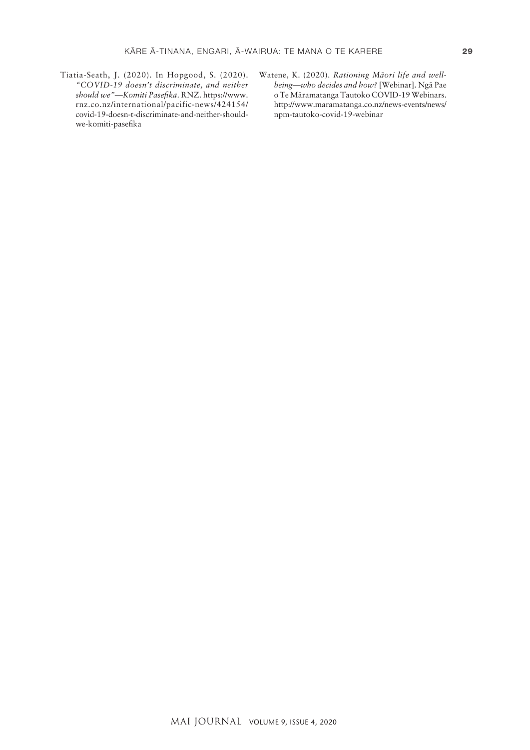Tiatia-Seath, J. (2020). In Hopgood, S. (2020). *"COVID-19 doesn't discriminate, and neither should we"—Komiti Pasefika*. RNZ. https://www.rnz.co.nz/international/pacific-news/424154/covid-19-doesn-t-discriminate-and-neither-should-we-komiti-pasefika

Watene, K. (2020). *Rationing Māori life and well-being—who decides and how?* [Webinar]. Ngā Pae o Te Māramatanga Tautoko COVID-19 Webinars. http://www.maramatanga.co.nz/news-events/news/npm-tautoko-covid-19-webinar